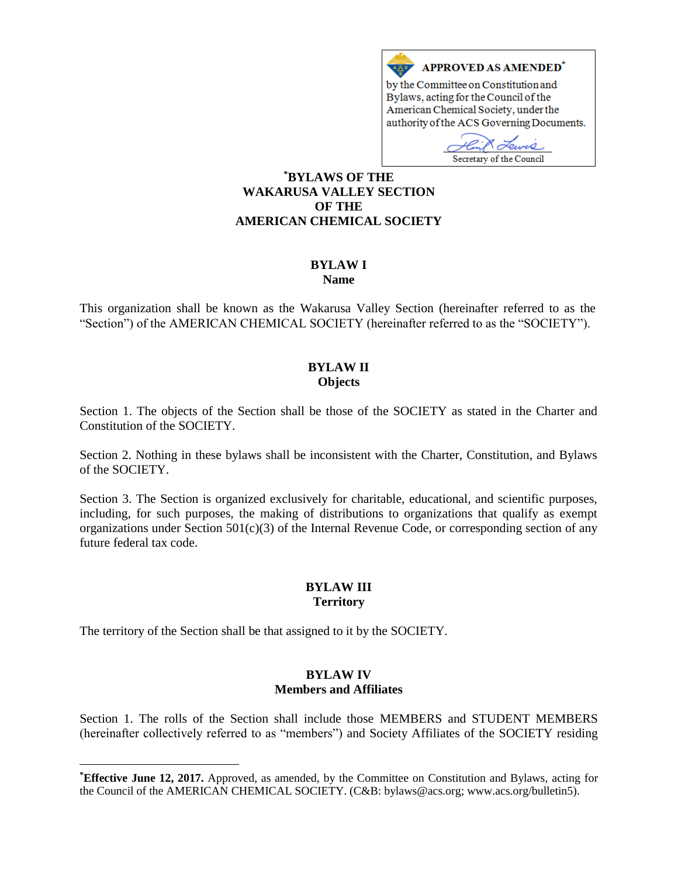**APPROVED AS AMENDED***

by the Committee on Constitution and Bylaws, acting for the Council of the American Chemical Society, under the authority of the ACS Governing Documents.

Secretary of the Council

# *BYLAWS OF THE WAKARUSA VALLEY SECTION OF THE AMERICAN CHEMICAL SOCIETY

## BYLAW I
**Name**

This organization shall be known as the Wakarusa Valley Section (hereinafter referred to as the "Section") of the AMERICAN CHEMICAL SOCIETY (hereinafter referred to as the "SOCIETY").

## BYLAW II
**Objects**

Section 1. The objects of the Section shall be those of the SOCIETY as stated in the Charter and Constitution of the SOCIETY.

Section 2. Nothing in these bylaws shall be inconsistent with the Charter, Constitution, and Bylaws of the SOCIETY.

Section 3. The Section is organized exclusively for charitable, educational, and scientific purposes, including, for such purposes, the making of distributions to organizations that qualify as exempt organizations under Section 501(c)(3) of the Internal Revenue Code, or corresponding section of any future federal tax code.

## BYLAW III
**Territory**

The territory of the Section shall be that assigned to it by the SOCIETY.

## BYLAW IV
**Members and Affiliates**

Section 1. The rolls of the Section shall include those MEMBERS and STUDENT MEMBERS (hereinafter collectively referred to as "members") and Society Affiliates of the SOCIETY residing

---

***Effective June 12, 2017.** Approved, as amended, by the Committee on Constitution and Bylaws, acting for the Council of the AMERICAN CHEMICAL SOCIETY. (C&B: bylaws@acs.org; www.acs.org/bulletin5).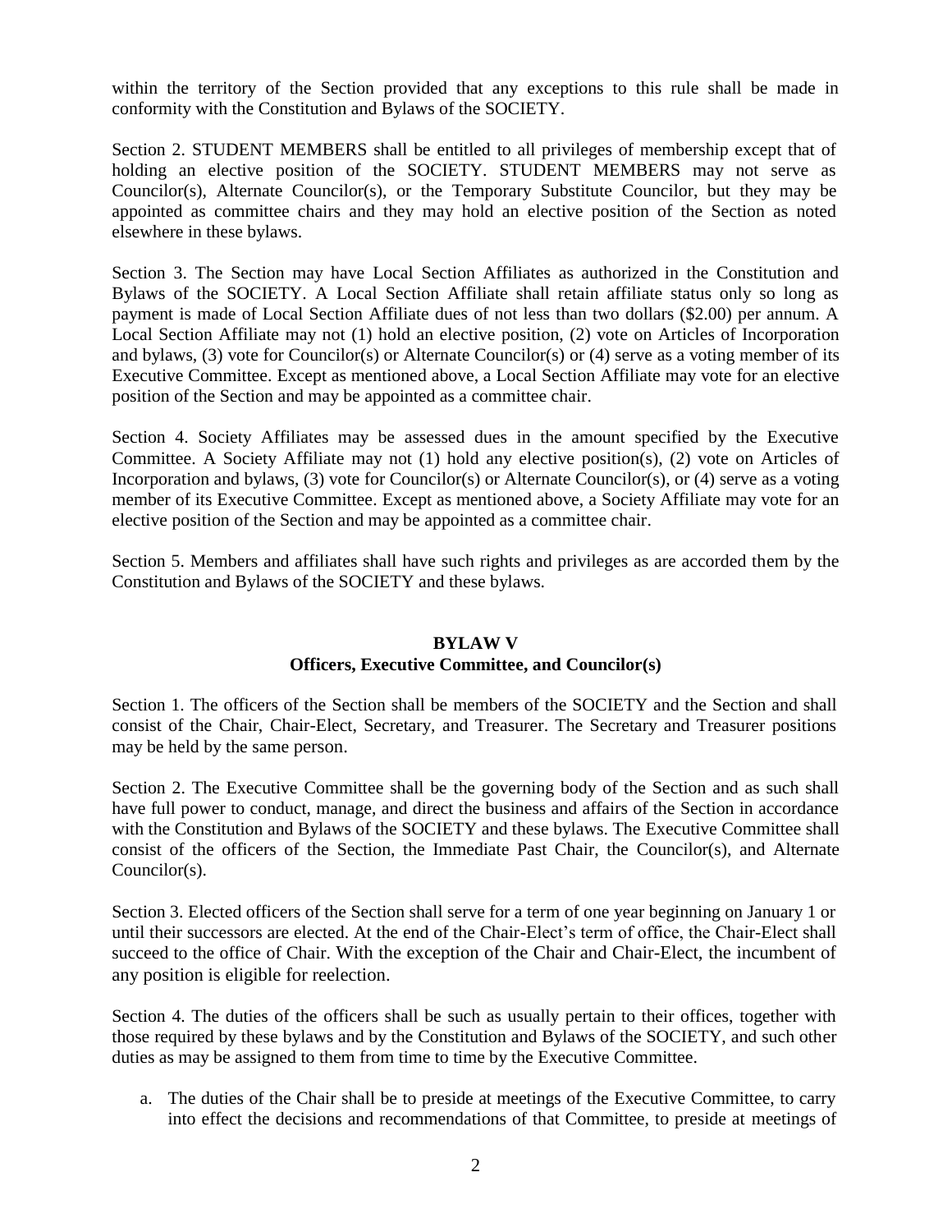within the territory of the Section provided that any exceptions to this rule shall be made in conformity with the Constitution and Bylaws of the SOCIETY.

Section 2. STUDENT MEMBERS shall be entitled to all privileges of membership except that of holding an elective position of the SOCIETY. STUDENT MEMBERS may not serve as Councilor(s), Alternate Councilor(s), or the Temporary Substitute Councilor, but they may be appointed as committee chairs and they may hold an elective position of the Section as noted elsewhere in these bylaws.

Section 3. The Section may have Local Section Affiliates as authorized in the Constitution and Bylaws of the SOCIETY. A Local Section Affiliate shall retain affiliate status only so long as payment is made of Local Section Affiliate dues of not less than two dollars ($2.00) per annum. A Local Section Affiliate may not (1) hold an elective position, (2) vote on Articles of Incorporation and bylaws, (3) vote for Councilor(s) or Alternate Councilor(s) or (4) serve as a voting member of its Executive Committee. Except as mentioned above, a Local Section Affiliate may vote for an elective position of the Section and may be appointed as a committee chair.

Section 4. Society Affiliates may be assessed dues in the amount specified by the Executive Committee. A Society Affiliate may not (1) hold any elective position(s), (2) vote on Articles of Incorporation and bylaws, (3) vote for Councilor(s) or Alternate Councilor(s), or (4) serve as a voting member of its Executive Committee. Except as mentioned above, a Society Affiliate may vote for an elective position of the Section and may be appointed as a committee chair.

Section 5. Members and affiliates shall have such rights and privileges as are accorded them by the Constitution and Bylaws of the SOCIETY and these bylaws.

## BYLAW V
## Officers, Executive Committee, and Councilor(s)

Section 1. The officers of the Section shall be members of the SOCIETY and the Section and shall consist of the Chair, Chair-Elect, Secretary, and Treasurer. The Secretary and Treasurer positions may be held by the same person.

Section 2. The Executive Committee shall be the governing body of the Section and as such shall have full power to conduct, manage, and direct the business and affairs of the Section in accordance with the Constitution and Bylaws of the SOCIETY and these bylaws. The Executive Committee shall consist of the officers of the Section, the Immediate Past Chair, the Councilor(s), and Alternate Councilor(s).

Section 3. Elected officers of the Section shall serve for a term of one year beginning on January 1 or until their successors are elected. At the end of the Chair-Elect's term of office, the Chair-Elect shall succeed to the office of Chair. With the exception of the Chair and Chair-Elect, the incumbent of any position is eligible for reelection.

Section 4. The duties of the officers shall be such as usually pertain to their offices, together with those required by these bylaws and by the Constitution and Bylaws of the SOCIETY, and such other duties as may be assigned to them from time to time by the Executive Committee.

a. The duties of the Chair shall be to preside at meetings of the Executive Committee, to carry into effect the decisions and recommendations of that Committee, to preside at meetings of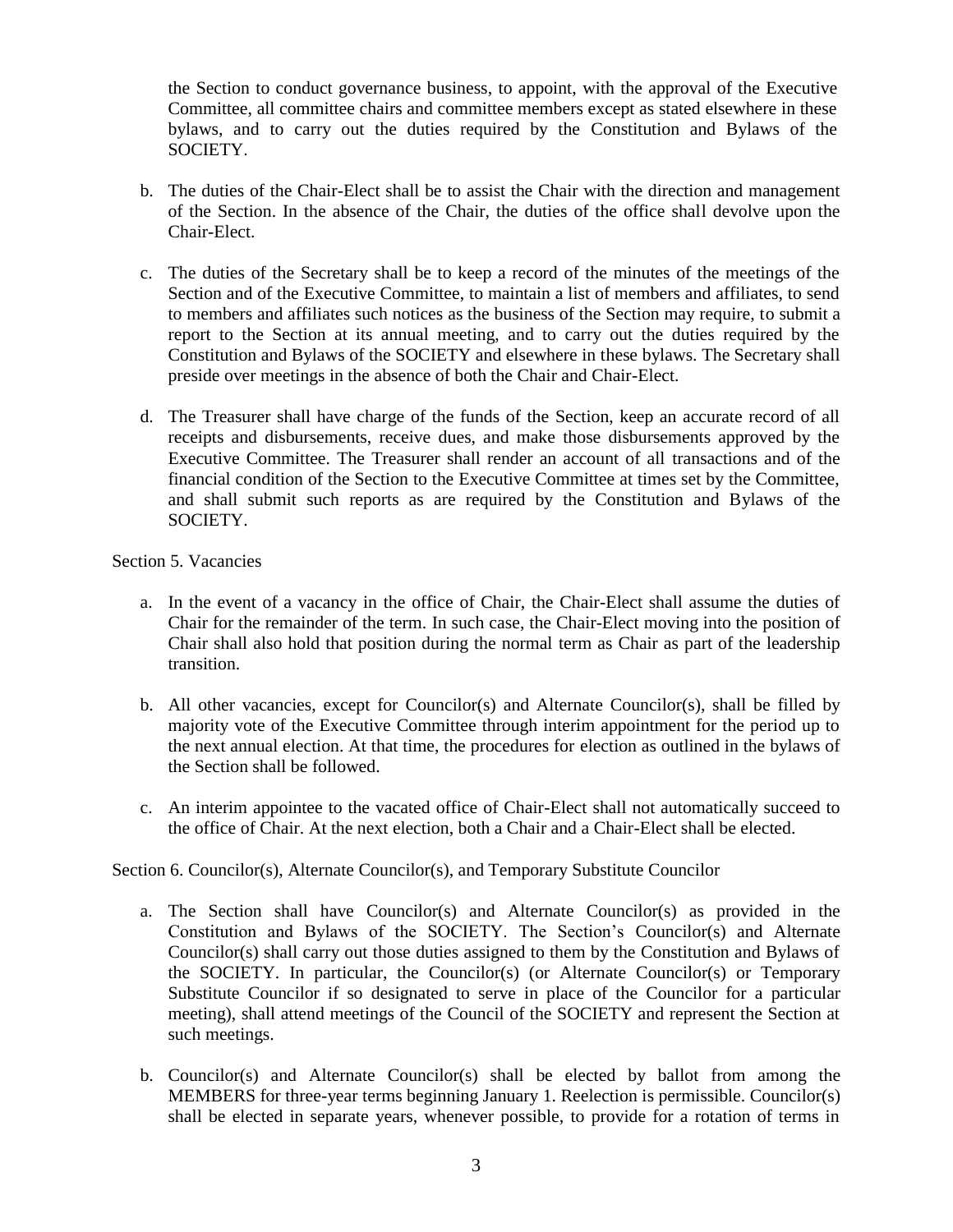the Section to conduct governance business, to appoint, with the approval of the Executive Committee, all committee chairs and committee members except as stated elsewhere in these bylaws, and to carry out the duties required by the Constitution and Bylaws of the SOCIETY.

b. The duties of the Chair-Elect shall be to assist the Chair with the direction and management of the Section. In the absence of the Chair, the duties of the office shall devolve upon the Chair-Elect.

c. The duties of the Secretary shall be to keep a record of the minutes of the meetings of the Section and of the Executive Committee, to maintain a list of members and affiliates, to send to members and affiliates such notices as the business of the Section may require, to submit a report to the Section at its annual meeting, and to carry out the duties required by the Constitution and Bylaws of the SOCIETY and elsewhere in these bylaws. The Secretary shall preside over meetings in the absence of both the Chair and Chair-Elect.

d. The Treasurer shall have charge of the funds of the Section, keep an accurate record of all receipts and disbursements, receive dues, and make those disbursements approved by the Executive Committee. The Treasurer shall render an account of all transactions and of the financial condition of the Section to the Executive Committee at times set by the Committee, and shall submit such reports as are required by the Constitution and Bylaws of the SOCIETY.

Section 5. Vacancies

a. In the event of a vacancy in the office of Chair, the Chair-Elect shall assume the duties of Chair for the remainder of the term. In such case, the Chair-Elect moving into the position of Chair shall also hold that position during the normal term as Chair as part of the leadership transition.

b. All other vacancies, except for Councilor(s) and Alternate Councilor(s), shall be filled by majority vote of the Executive Committee through interim appointment for the period up to the next annual election. At that time, the procedures for election as outlined in the bylaws of the Section shall be followed.

c. An interim appointee to the vacated office of Chair-Elect shall not automatically succeed to the office of Chair. At the next election, both a Chair and a Chair-Elect shall be elected.

Section 6. Councilor(s), Alternate Councilor(s), and Temporary Substitute Councilor

a. The Section shall have Councilor(s) and Alternate Councilor(s) as provided in the Constitution and Bylaws of the SOCIETY. The Section's Councilor(s) and Alternate Councilor(s) shall carry out those duties assigned to them by the Constitution and Bylaws of the SOCIETY. In particular, the Councilor(s) (or Alternate Councilor(s) or Temporary Substitute Councilor if so designated to serve in place of the Councilor for a particular meeting), shall attend meetings of the Council of the SOCIETY and represent the Section at such meetings.

b. Councilor(s) and Alternate Councilor(s) shall be elected by ballot from among the MEMBERS for three-year terms beginning January 1. Reelection is permissible. Councilor(s) shall be elected in separate years, whenever possible, to provide for a rotation of terms in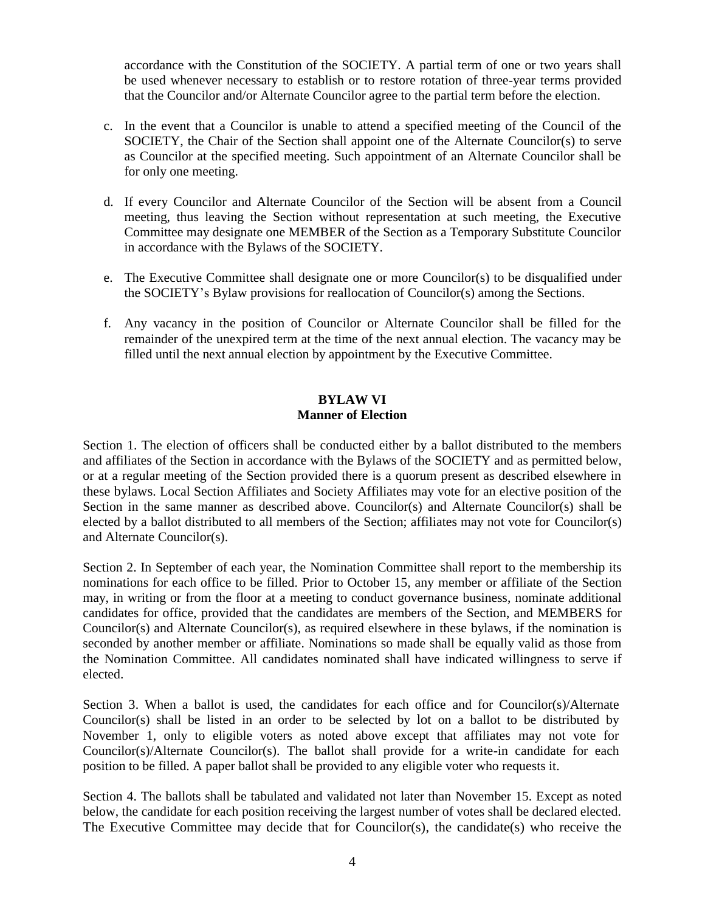accordance with the Constitution of the SOCIETY. A partial term of one or two years shall be used whenever necessary to establish or to restore rotation of three-year terms provided that the Councilor and/or Alternate Councilor agree to the partial term before the election.

c. In the event that a Councilor is unable to attend a specified meeting of the Council of the SOCIETY, the Chair of the Section shall appoint one of the Alternate Councilor(s) to serve as Councilor at the specified meeting. Such appointment of an Alternate Councilor shall be for only one meeting.

d. If every Councilor and Alternate Councilor of the Section will be absent from a Council meeting, thus leaving the Section without representation at such meeting, the Executive Committee may designate one MEMBER of the Section as a Temporary Substitute Councilor in accordance with the Bylaws of the SOCIETY.

e. The Executive Committee shall designate one or more Councilor(s) to be disqualified under the SOCIETY's Bylaw provisions for reallocation of Councilor(s) among the Sections.

f. Any vacancy in the position of Councilor or Alternate Councilor shall be filled for the remainder of the unexpired term at the time of the next annual election. The vacancy may be filled until the next annual election by appointment by the Executive Committee.

## BYLAW VI
## Manner of Election

Section 1. The election of officers shall be conducted either by a ballot distributed to the members and affiliates of the Section in accordance with the Bylaws of the SOCIETY and as permitted below, or at a regular meeting of the Section provided there is a quorum present as described elsewhere in these bylaws. Local Section Affiliates and Society Affiliates may vote for an elective position of the Section in the same manner as described above. Councilor(s) and Alternate Councilor(s) shall be elected by a ballot distributed to all members of the Section; affiliates may not vote for Councilor(s) and Alternate Councilor(s).

Section 2. In September of each year, the Nomination Committee shall report to the membership its nominations for each office to be filled. Prior to October 15, any member or affiliate of the Section may, in writing or from the floor at a meeting to conduct governance business, nominate additional candidates for office, provided that the candidates are members of the Section, and MEMBERS for Councilor(s) and Alternate Councilor(s), as required elsewhere in these bylaws, if the nomination is seconded by another member or affiliate. Nominations so made shall be equally valid as those from the Nomination Committee. All candidates nominated shall have indicated willingness to serve if elected.

Section 3. When a ballot is used, the candidates for each office and for Councilor(s)/Alternate Councilor(s) shall be listed in an order to be selected by lot on a ballot to be distributed by November 1, only to eligible voters as noted above except that affiliates may not vote for Councilor(s)/Alternate Councilor(s). The ballot shall provide for a write-in candidate for each position to be filled. A paper ballot shall be provided to any eligible voter who requests it.

Section 4. The ballots shall be tabulated and validated not later than November 15. Except as noted below, the candidate for each position receiving the largest number of votes shall be declared elected. The Executive Committee may decide that for Councilor(s), the candidate(s) who receive the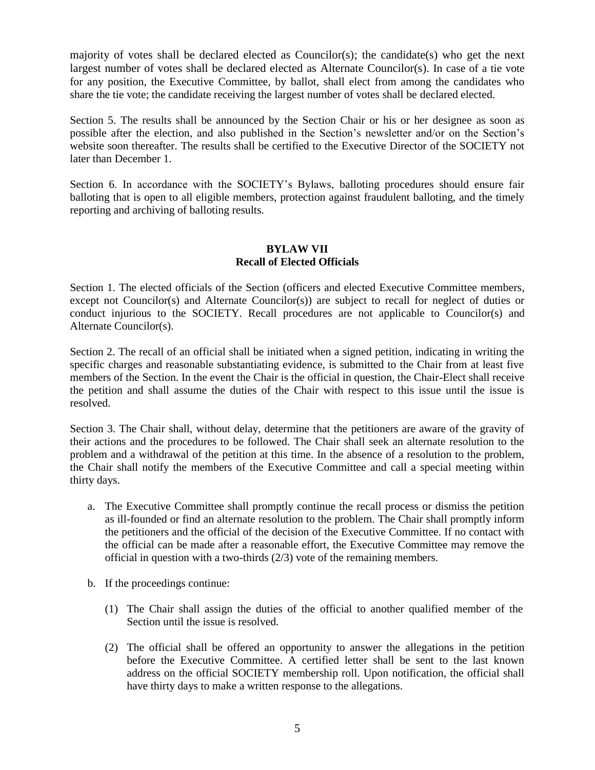majority of votes shall be declared elected as Councilor(s); the candidate(s) who get the next largest number of votes shall be declared elected as Alternate Councilor(s). In case of a tie vote for any position, the Executive Committee, by ballot, shall elect from among the candidates who share the tie vote; the candidate receiving the largest number of votes shall be declared elected.

Section 5. The results shall be announced by the Section Chair or his or her designee as soon as possible after the election, and also published in the Section's newsletter and/or on the Section's website soon thereafter. The results shall be certified to the Executive Director of the SOCIETY not later than December 1.

Section 6. In accordance with the SOCIETY's Bylaws, balloting procedures should ensure fair balloting that is open to all eligible members, protection against fraudulent balloting, and the timely reporting and archiving of balloting results.

## BYLAW VII
## Recall of Elected Officials

Section 1. The elected officials of the Section (officers and elected Executive Committee members, except not Councilor(s) and Alternate Councilor(s)) are subject to recall for neglect of duties or conduct injurious to the SOCIETY. Recall procedures are not applicable to Councilor(s) and Alternate Councilor(s).

Section 2. The recall of an official shall be initiated when a signed petition, indicating in writing the specific charges and reasonable substantiating evidence, is submitted to the Chair from at least five members of the Section. In the event the Chair is the official in question, the Chair-Elect shall receive the petition and shall assume the duties of the Chair with respect to this issue until the issue is resolved.

Section 3. The Chair shall, without delay, determine that the petitioners are aware of the gravity of their actions and the procedures to be followed. The Chair shall seek an alternate resolution to the problem and a withdrawal of the petition at this time. In the absence of a resolution to the problem, the Chair shall notify the members of the Executive Committee and call a special meeting within thirty days.

a. The Executive Committee shall promptly continue the recall process or dismiss the petition as ill-founded or find an alternate resolution to the problem. The Chair shall promptly inform the petitioners and the official of the decision of the Executive Committee. If no contact with the official can be made after a reasonable effort, the Executive Committee may remove the official in question with a two-thirds (2/3) vote of the remaining members.

b. If the proceedings continue:

   (1) The Chair shall assign the duties of the official to another qualified member of the Section until the issue is resolved.

   (2) The official shall be offered an opportunity to answer the allegations in the petition before the Executive Committee. A certified letter shall be sent to the last known address on the official SOCIETY membership roll. Upon notification, the official shall have thirty days to make a written response to the allegations.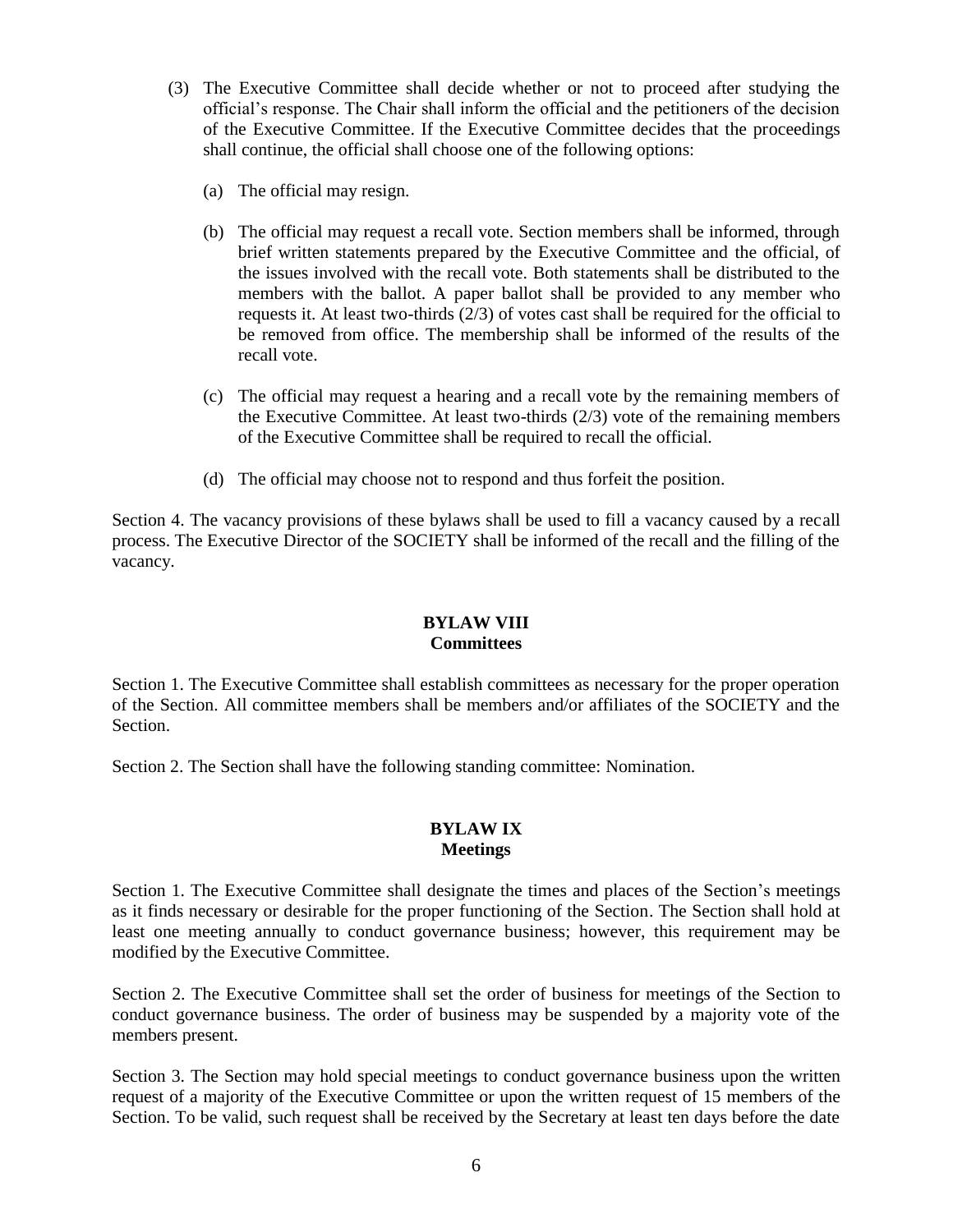(3) The Executive Committee shall decide whether or not to proceed after studying the official's response. The Chair shall inform the official and the petitioners of the decision of the Executive Committee. If the Executive Committee decides that the proceedings shall continue, the official shall choose one of the following options:

   (a) The official may resign.

   (b) The official may request a recall vote. Section members shall be informed, through brief written statements prepared by the Executive Committee and the official, of the issues involved with the recall vote. Both statements shall be distributed to the members with the ballot. A paper ballot shall be provided to any member who requests it. At least two-thirds (2/3) of votes cast shall be required for the official to be removed from office. The membership shall be informed of the results of the recall vote.

   (c) The official may request a hearing and a recall vote by the remaining members of the Executive Committee. At least two-thirds (2/3) vote of the remaining members of the Executive Committee shall be required to recall the official.

   (d) The official may choose not to respond and thus forfeit the position.

Section 4. The vacancy provisions of these bylaws shall be used to fill a vacancy caused by a recall process. The Executive Director of the SOCIETY shall be informed of the recall and the filling of the vacancy.

## BYLAW VIII
## Committees

Section 1. The Executive Committee shall establish committees as necessary for the proper operation of the Section. All committee members shall be members and/or affiliates of the SOCIETY and the Section.

Section 2. The Section shall have the following standing committee: Nomination.

## BYLAW IX
## Meetings

Section 1. The Executive Committee shall designate the times and places of the Section's meetings as it finds necessary or desirable for the proper functioning of the Section. The Section shall hold at least one meeting annually to conduct governance business; however, this requirement may be modified by the Executive Committee.

Section 2. The Executive Committee shall set the order of business for meetings of the Section to conduct governance business. The order of business may be suspended by a majority vote of the members present.

Section 3. The Section may hold special meetings to conduct governance business upon the written request of a majority of the Executive Committee or upon the written request of 15 members of the Section. To be valid, such request shall be received by the Secretary at least ten days before the date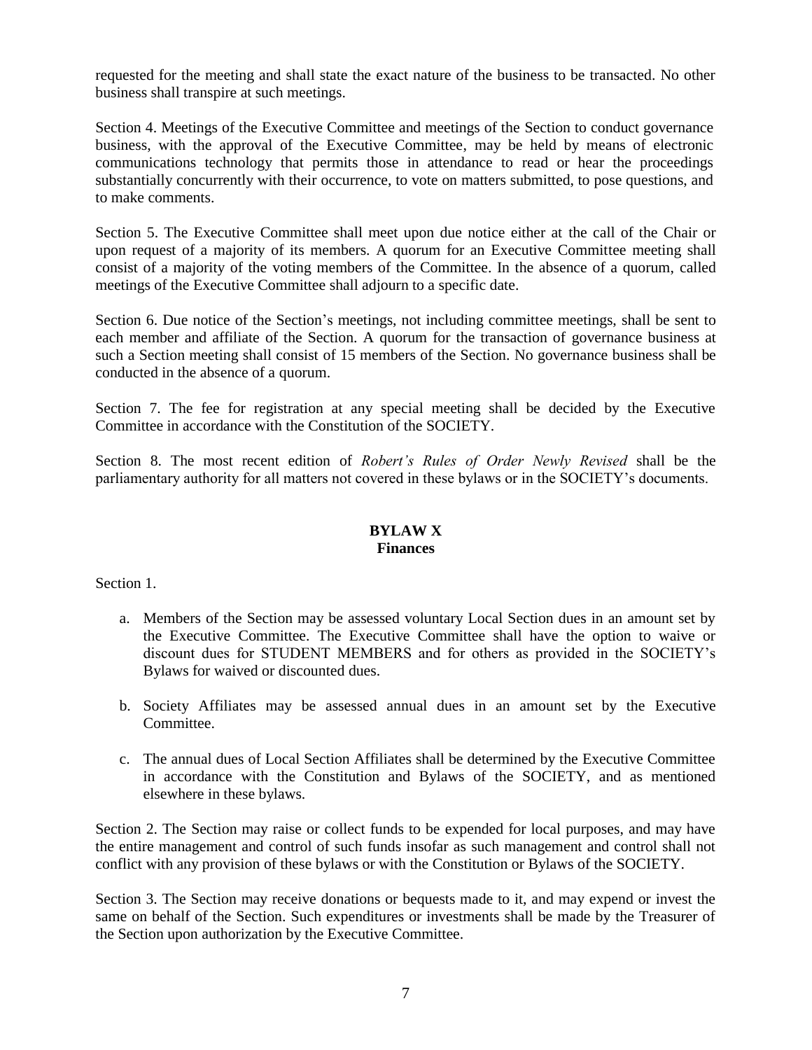requested for the meeting and shall state the exact nature of the business to be transacted. No other business shall transpire at such meetings.

Section 4. Meetings of the Executive Committee and meetings of the Section to conduct governance business, with the approval of the Executive Committee, may be held by means of electronic communications technology that permits those in attendance to read or hear the proceedings substantially concurrently with their occurrence, to vote on matters submitted, to pose questions, and to make comments.

Section 5. The Executive Committee shall meet upon due notice either at the call of the Chair or upon request of a majority of its members. A quorum for an Executive Committee meeting shall consist of a majority of the voting members of the Committee. In the absence of a quorum, called meetings of the Executive Committee shall adjourn to a specific date.

Section 6. Due notice of the Section's meetings, not including committee meetings, shall be sent to each member and affiliate of the Section. A quorum for the transaction of governance business at such a Section meeting shall consist of 15 members of the Section. No governance business shall be conducted in the absence of a quorum.

Section 7. The fee for registration at any special meeting shall be decided by the Executive Committee in accordance with the Constitution of the SOCIETY.

Section 8. The most recent edition of *Robert's Rules of Order Newly Revised* shall be the parliamentary authority for all matters not covered in these bylaws or in the SOCIETY's documents.

## BYLAW X
## Finances

Section 1.

a. Members of the Section may be assessed voluntary Local Section dues in an amount set by the Executive Committee. The Executive Committee shall have the option to waive or discount dues for STUDENT MEMBERS and for others as provided in the SOCIETY's Bylaws for waived or discounted dues.

b. Society Affiliates may be assessed annual dues in an amount set by the Executive Committee.

c. The annual dues of Local Section Affiliates shall be determined by the Executive Committee in accordance with the Constitution and Bylaws of the SOCIETY, and as mentioned elsewhere in these bylaws.

Section 2. The Section may raise or collect funds to be expended for local purposes, and may have the entire management and control of such funds insofar as such management and control shall not conflict with any provision of these bylaws or with the Constitution or Bylaws of the SOCIETY.

Section 3. The Section may receive donations or bequests made to it, and may expend or invest the same on behalf of the Section. Such expenditures or investments shall be made by the Treasurer of the Section upon authorization by the Executive Committee.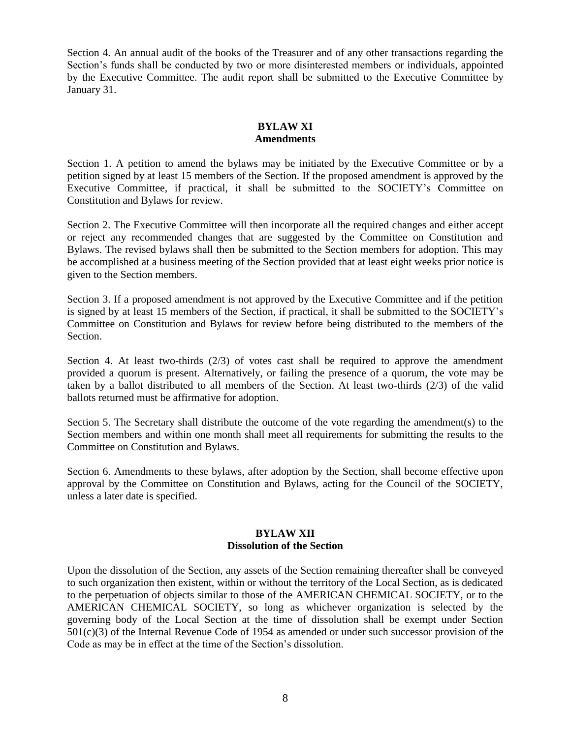Section 4. An annual audit of the books of the Treasurer and of any other transactions regarding the Section's funds shall be conducted by two or more disinterested members or individuals, appointed by the Executive Committee. The audit report shall be submitted to the Executive Committee by January 31.

## BYLAW XI
## Amendments

Section 1. A petition to amend the bylaws may be initiated by the Executive Committee or by a petition signed by at least 15 members of the Section. If the proposed amendment is approved by the Executive Committee, if practical, it shall be submitted to the SOCIETY's Committee on Constitution and Bylaws for review.

Section 2. The Executive Committee will then incorporate all the required changes and either accept or reject any recommended changes that are suggested by the Committee on Constitution and Bylaws. The revised bylaws shall then be submitted to the Section members for adoption. This may be accomplished at a business meeting of the Section provided that at least eight weeks prior notice is given to the Section members.

Section 3. If a proposed amendment is not approved by the Executive Committee and if the petition is signed by at least 15 members of the Section, if practical, it shall be submitted to the SOCIETY's Committee on Constitution and Bylaws for review before being distributed to the members of the Section.

Section 4. At least two-thirds (2/3) of votes cast shall be required to approve the amendment provided a quorum is present. Alternatively, or failing the presence of a quorum, the vote may be taken by a ballot distributed to all members of the Section. At least two-thirds (2/3) of the valid ballots returned must be affirmative for adoption.

Section 5. The Secretary shall distribute the outcome of the vote regarding the amendment(s) to the Section members and within one month shall meet all requirements for submitting the results to the Committee on Constitution and Bylaws.

Section 6. Amendments to these bylaws, after adoption by the Section, shall become effective upon approval by the Committee on Constitution and Bylaws, acting for the Council of the SOCIETY, unless a later date is specified.

## BYLAW XII
## Dissolution of the Section

Upon the dissolution of the Section, any assets of the Section remaining thereafter shall be conveyed to such organization then existent, within or without the territory of the Local Section, as is dedicated to the perpetuation of objects similar to those of the AMERICAN CHEMICAL SOCIETY, or to the AMERICAN CHEMICAL SOCIETY, so long as whichever organization is selected by the governing body of the Local Section at the time of dissolution shall be exempt under Section 501(c)(3) of the Internal Revenue Code of 1954 as amended or under such successor provision of the Code as may be in effect at the time of the Section's dissolution.